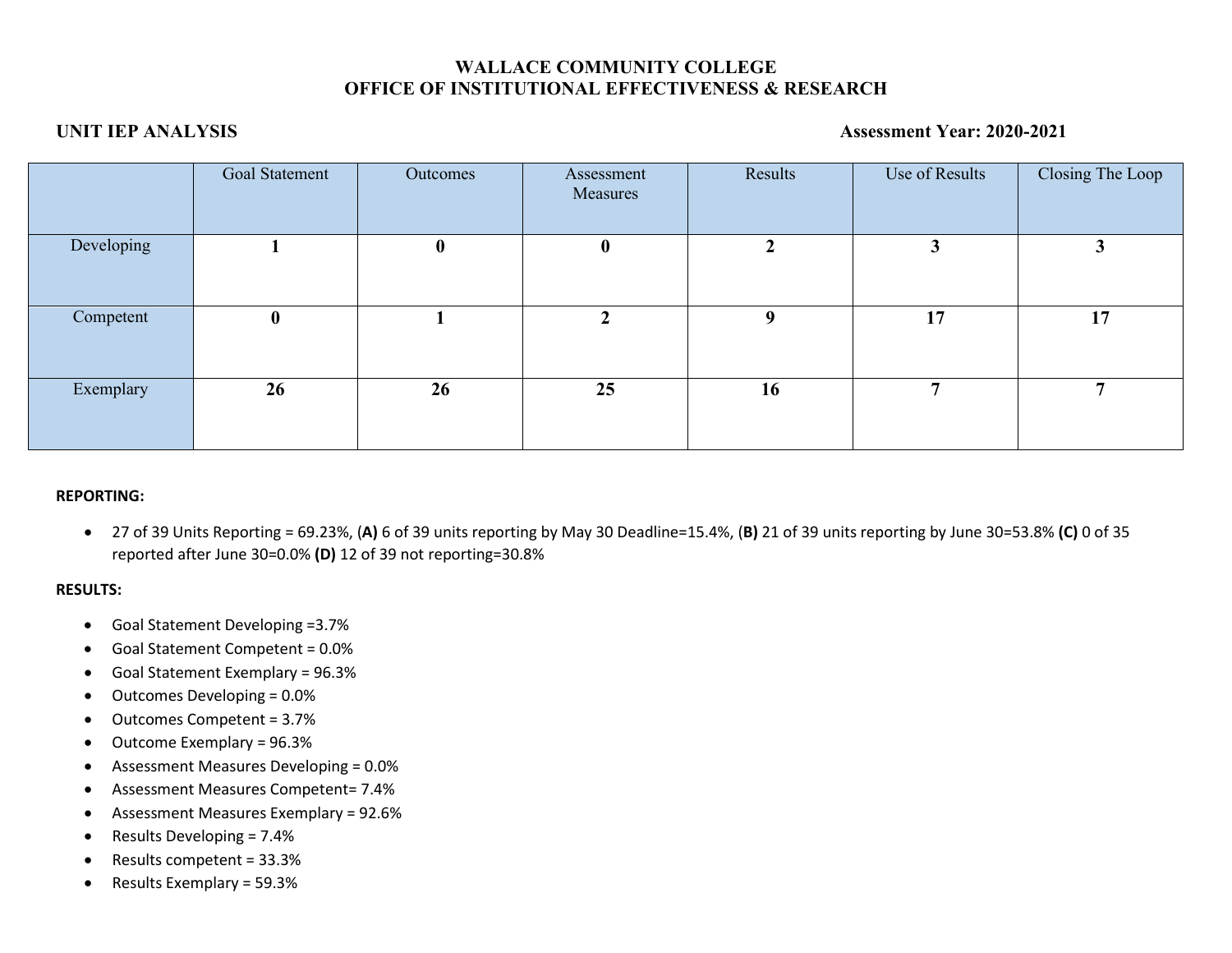# WALLACE COMMUNITY COLLEGE
## OFFICE OF INSTITUTIONAL EFFECTIVENESS & RESEARCH

**UNIT IEP ANALYSIS** **Assessment Year: 2020-2021**

| | Goal Statement | Outcomes | Assessment Measures | Results | Use of Results | Closing The Loop |
|---|---|---|---|---|---|---|
| Developing | **1** | **0** | **0** | **2** | **3** | **3** |
| Competent | **0** | **1** | **2** | **9** | **17** | **17** |
| Exemplary | **26** | **26** | **25** | **16** | **7** | **7** |

**REPORTING:**

- 27 of 39 Units Reporting = 69.23%, (**A)** 6 of 39 units reporting by May 30 Deadline=15.4%, (**B)** 21 of 39 units reporting by June 30=53.8% **(C)** 0 of 35 reported after June 30=0.0% **(D)** 12 of 39 not reporting=30.8%

**RESULTS:**

- Goal Statement Developing =3.7%
- Goal Statement Competent = 0.0%
- Goal Statement Exemplary = 96.3%
- Outcomes Developing = 0.0%
- Outcomes Competent = 3.7%
- Outcome Exemplary = 96.3%
- Assessment Measures Developing = 0.0%
- Assessment Measures Competent= 7.4%
- Assessment Measures Exemplary = 92.6%
- Results Developing = 7.4%
- Results competent = 33.3%
- Results Exemplary = 59.3%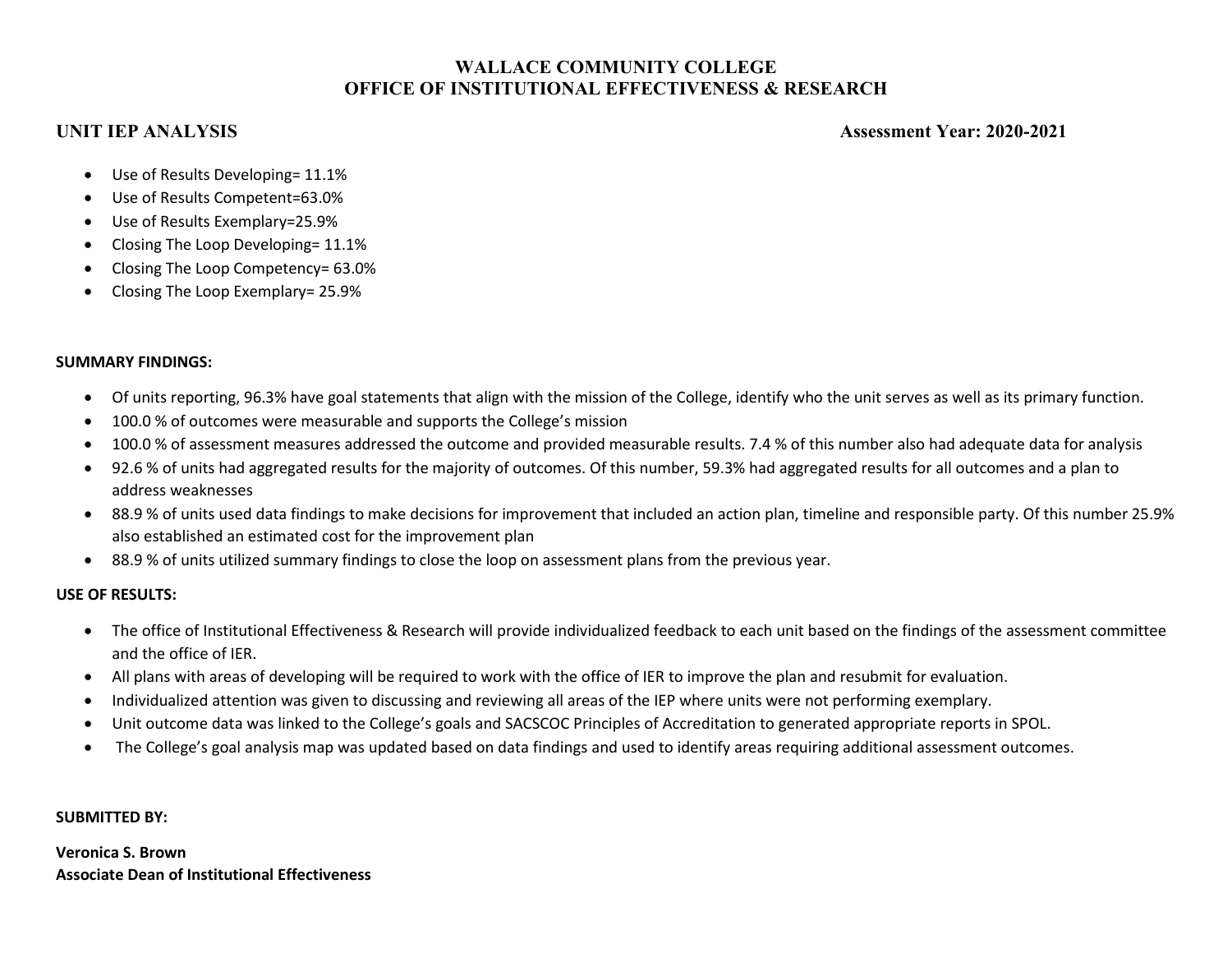# WALLACE COMMUNITY COLLEGE
# OFFICE OF INSTITUTIONAL EFFECTIVENESS & RESEARCH

**UNIT IEP ANALYSIS** **Assessment Year: 2020-2021**

- Use of Results Developing= 11.1%
- Use of Results Competent=63.0%
- Use of Results Exemplary=25.9%
- Closing The Loop Developing= 11.1%
- Closing The Loop Competency= 63.0%
- Closing The Loop Exemplary= 25.9%

**SUMMARY FINDINGS:**

- Of units reporting, 96.3% have goal statements that align with the mission of the College, identify who the unit serves as well as its primary function.
- 100.0 % of outcomes were measurable and supports the College's mission
- 100.0 % of assessment measures addressed the outcome and provided measurable results. 7.4 % of this number also had adequate data for analysis
- 92.6 % of units had aggregated results for the majority of outcomes. Of this number, 59.3% had aggregated results for all outcomes and a plan to address weaknesses
- 88.9 % of units used data findings to make decisions for improvement that included an action plan, timeline and responsible party. Of this number 25.9% also established an estimated cost for the improvement plan
- 88.9 % of units utilized summary findings to close the loop on assessment plans from the previous year.

**USE OF RESULTS:**

- The office of Institutional Effectiveness & Research will provide individualized feedback to each unit based on the findings of the assessment committee and the office of IER.
- All plans with areas of developing will be required to work with the office of IER to improve the plan and resubmit for evaluation.
- Individualized attention was given to discussing and reviewing all areas of the IEP where units were not performing exemplary.
- Unit outcome data was linked to the College's goals and SACSCOC Principles of Accreditation to generated appropriate reports in SPOL.
- The College's goal analysis map was updated based on data findings and used to identify areas requiring additional assessment outcomes.

**SUBMITTED BY:**

**Veronica S. Brown**
**Associate Dean of Institutional Effectiveness**